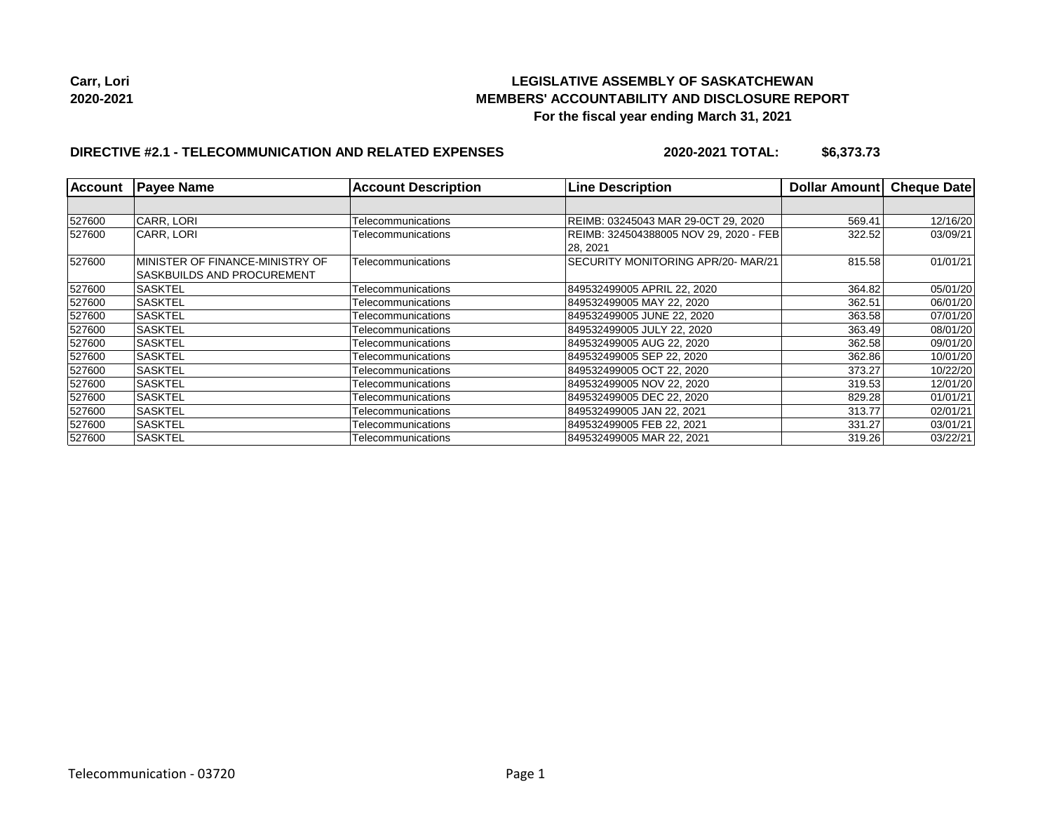Carr, Lori
2020-2021

# LEGISLATIVE ASSEMBLY OF SASKATCHEWAN
## MEMBERS' ACCOUNTABILITY AND DISCLOSURE REPORT
### For the fiscal year ending March 31, 2021

**DIRECTIVE #2.1 - TELECOMMUNICATION AND RELATED EXPENSES** **2020-2021 TOTAL: $6,373.73**

| Account | Payee Name | Account Description | Line Description | Dollar Amount | Cheque Date |
|---|---|---|---|---|---|
| | | | | | |
| 527600 | CARR, LORI | Telecommunications | REIMB: 03245043 MAR 29-0CT 29, 2020 | 569.41 | 12/16/20 |
| 527600 | CARR, LORI | Telecommunications | REIMB: 324504388005 NOV 29, 2020 - FEB 28, 2021 | 322.52 | 03/09/21 |
| 527600 | MINISTER OF FINANCE-MINISTRY OF SASKBUILDS AND PROCUREMENT | Telecommunications | SECURITY MONITORING APR/20- MAR/21 | 815.58 | 01/01/21 |
| 527600 | SASKTEL | Telecommunications | 849532499005 APRIL 22, 2020 | 364.82 | 05/01/20 |
| 527600 | SASKTEL | Telecommunications | 849532499005 MAY 22, 2020 | 362.51 | 06/01/20 |
| 527600 | SASKTEL | Telecommunications | 849532499005 JUNE 22, 2020 | 363.58 | 07/01/20 |
| 527600 | SASKTEL | Telecommunications | 849532499005 JULY 22, 2020 | 363.49 | 08/01/20 |
| 527600 | SASKTEL | Telecommunications | 849532499005 AUG 22, 2020 | 362.58 | 09/01/20 |
| 527600 | SASKTEL | Telecommunications | 849532499005 SEP 22, 2020 | 362.86 | 10/01/20 |
| 527600 | SASKTEL | Telecommunications | 849532499005 OCT 22, 2020 | 373.27 | 10/22/20 |
| 527600 | SASKTEL | Telecommunications | 849532499005 NOV 22, 2020 | 319.53 | 12/01/20 |
| 527600 | SASKTEL | Telecommunications | 849532499005 DEC 22, 2020 | 829.28 | 01/01/21 |
| 527600 | SASKTEL | Telecommunications | 849532499005 JAN 22, 2021 | 313.77 | 02/01/21 |
| 527600 | SASKTEL | Telecommunications | 849532499005 FEB 22, 2021 | 331.27 | 03/01/21 |
| 527600 | SASKTEL | Telecommunications | 849532499005 MAR 22, 2021 | 319.26 | 03/22/21 |

Telecommunication - 03720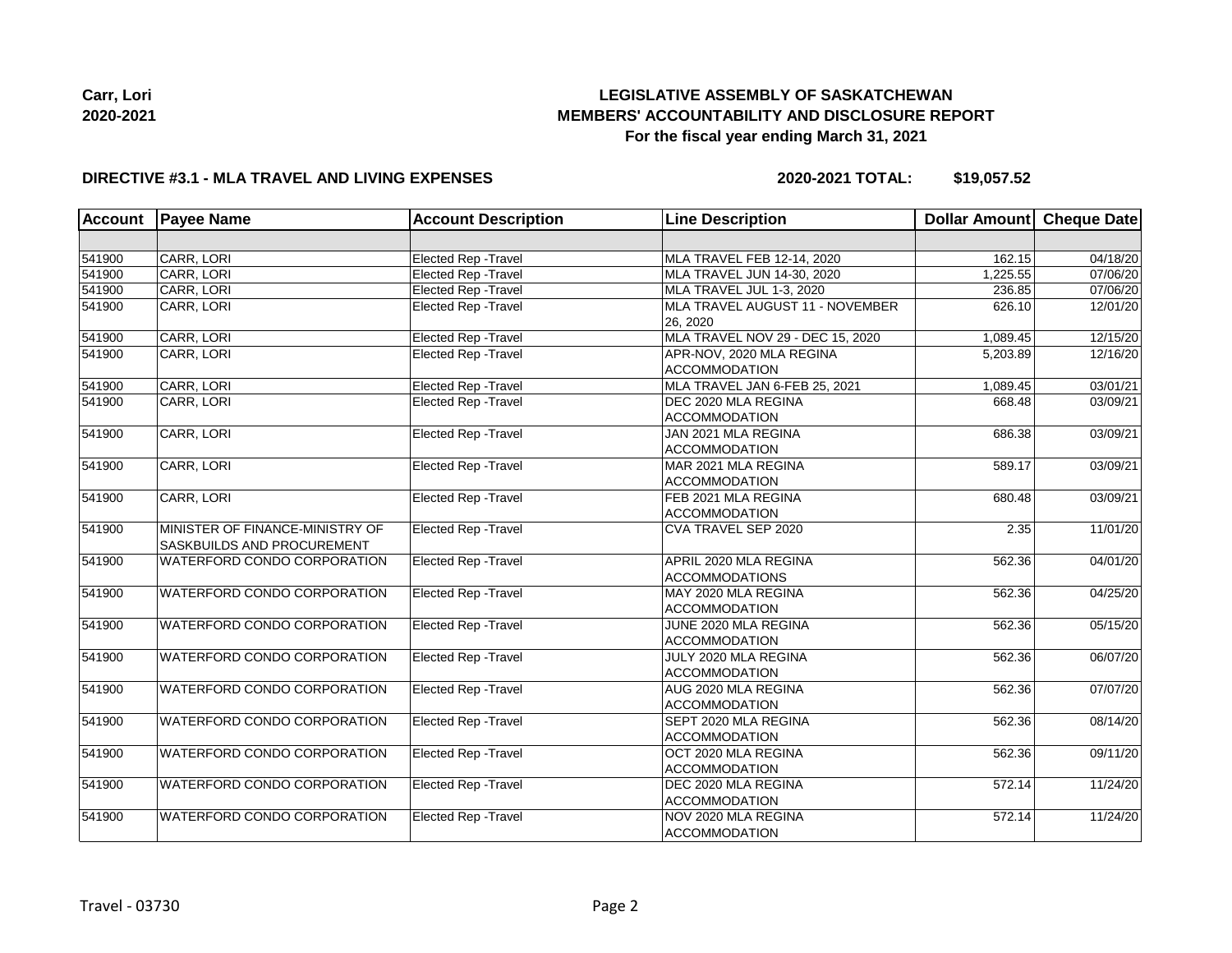**Carr, Lori**
**2020-2021**

# LEGISLATIVE ASSEMBLY OF SASKATCHEWAN
## MEMBERS' ACCOUNTABILITY AND DISCLOSURE REPORT
### For the fiscal year ending March 31, 2021

**DIRECTIVE #3.1 - MLA TRAVEL AND LIVING EXPENSES** **2020-2021 TOTAL: $19,057.52**

| Account | Payee Name | Account Description | Line Description | Dollar Amount | Cheque Date |
|---|---|---|---|---|---|
| | | | | | |
| 541900 | CARR, LORI | Elected Rep -Travel | MLA TRAVEL FEB 12-14, 2020 | 162.15 | 04/18/20 |
| 541900 | CARR, LORI | Elected Rep -Travel | MLA TRAVEL JUN 14-30, 2020 | 1,225.55 | 07/06/20 |
| 541900 | CARR, LORI | Elected Rep -Travel | MLA TRAVEL JUL 1-3, 2020 | 236.85 | 07/06/20 |
| 541900 | CARR, LORI | Elected Rep -Travel | MLA TRAVEL AUGUST 11 - NOVEMBER 26, 2020 | 626.10 | 12/01/20 |
| 541900 | CARR, LORI | Elected Rep -Travel | MLA TRAVEL NOV 29 - DEC 15, 2020 | 1,089.45 | 12/15/20 |
| 541900 | CARR, LORI | Elected Rep -Travel | APR-NOV, 2020 MLA REGINA ACCOMMODATION | 5,203.89 | 12/16/20 |
| 541900 | CARR, LORI | Elected Rep -Travel | MLA TRAVEL JAN 6-FEB 25, 2021 | 1,089.45 | 03/01/21 |
| 541900 | CARR, LORI | Elected Rep -Travel | DEC 2020 MLA REGINA ACCOMMODATION | 668.48 | 03/09/21 |
| 541900 | CARR, LORI | Elected Rep -Travel | JAN 2021 MLA REGINA ACCOMMODATION | 686.38 | 03/09/21 |
| 541900 | CARR, LORI | Elected Rep -Travel | MAR 2021 MLA REGINA ACCOMMODATION | 589.17 | 03/09/21 |
| 541900 | CARR, LORI | Elected Rep -Travel | FEB 2021 MLA REGINA ACCOMMODATION | 680.48 | 03/09/21 |
| 541900 | MINISTER OF FINANCE-MINISTRY OF SASKBUILDS AND PROCUREMENT | Elected Rep -Travel | CVA TRAVEL SEP 2020 | 2.35 | 11/01/20 |
| 541900 | WATERFORD CONDO CORPORATION | Elected Rep -Travel | APRIL 2020 MLA REGINA ACCOMMODATIONS | 562.36 | 04/01/20 |
| 541900 | WATERFORD CONDO CORPORATION | Elected Rep -Travel | MAY 2020 MLA REGINA ACCOMMODATION | 562.36 | 04/25/20 |
| 541900 | WATERFORD CONDO CORPORATION | Elected Rep -Travel | JUNE 2020 MLA REGINA ACCOMMODATION | 562.36 | 05/15/20 |
| 541900 | WATERFORD CONDO CORPORATION | Elected Rep -Travel | JULY 2020 MLA REGINA ACCOMMODATION | 562.36 | 06/07/20 |
| 541900 | WATERFORD CONDO CORPORATION | Elected Rep -Travel | AUG 2020 MLA REGINA ACCOMMODATION | 562.36 | 07/07/20 |
| 541900 | WATERFORD CONDO CORPORATION | Elected Rep -Travel | SEPT 2020 MLA REGINA ACCOMMODATION | 562.36 | 08/14/20 |
| 541900 | WATERFORD CONDO CORPORATION | Elected Rep -Travel | OCT 2020 MLA REGINA ACCOMMODATION | 562.36 | 09/11/20 |
| 541900 | WATERFORD CONDO CORPORATION | Elected Rep -Travel | DEC 2020 MLA REGINA ACCOMMODATION | 572.14 | 11/24/20 |
| 541900 | WATERFORD CONDO CORPORATION | Elected Rep -Travel | NOV 2020 MLA REGINA ACCOMMODATION | 572.14 | 11/24/20 |

Travel - 03730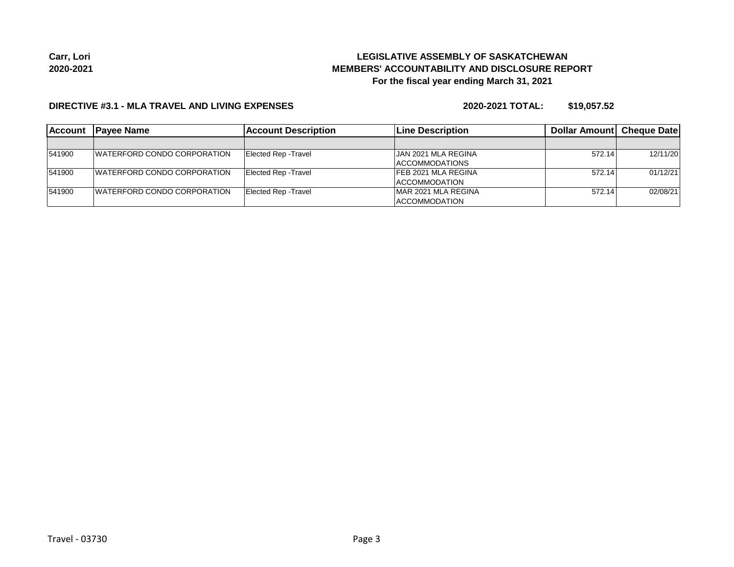**Carr, Lori**
**2020-2021**

**LEGISLATIVE ASSEMBLY OF SASKATCHEWAN**
**MEMBERS' ACCOUNTABILITY AND DISCLOSURE REPORT**
**For the fiscal year ending March 31, 2021**

**DIRECTIVE #3.1 - MLA TRAVEL AND LIVING EXPENSES** **2020-2021 TOTAL: $19,057.52**

| Account | Payee Name | Account Description | Line Description | Dollar Amount | Cheque Date |
|---|---|---|---|---|---|
| | | | | | |
| 541900 | WATERFORD CONDO CORPORATION | Elected Rep -Travel | JAN 2021 MLA REGINA ACCOMMODATIONS | 572.14 | 12/11/20 |
| 541900 | WATERFORD CONDO CORPORATION | Elected Rep -Travel | FEB 2021 MLA REGINA ACCOMMODATION | 572.14 | 01/12/21 |
| 541900 | WATERFORD CONDO CORPORATION | Elected Rep -Travel | MAR 2021 MLA REGINA ACCOMMODATION | 572.14 | 02/08/21 |

Travel - 03730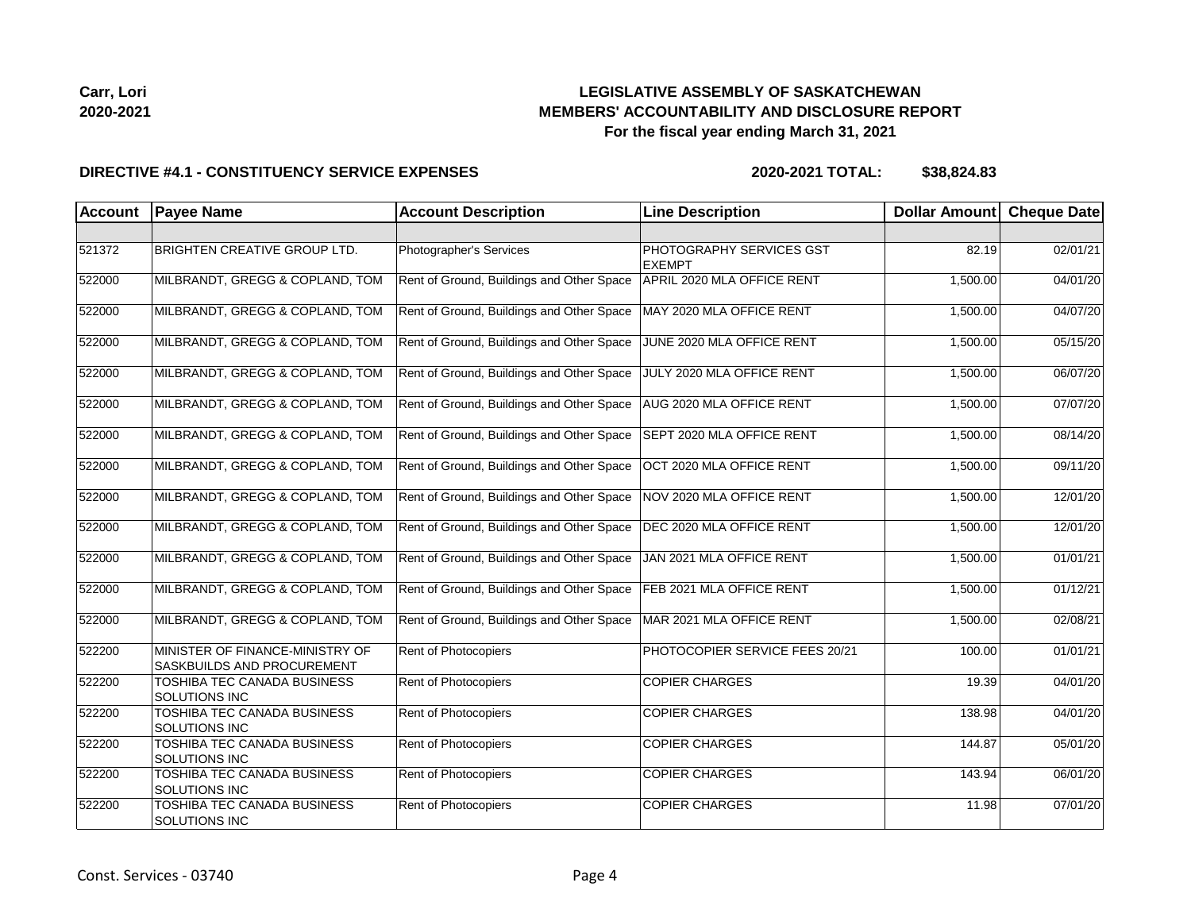**Carr, Lori**
**2020-2021**

# LEGISLATIVE ASSEMBLY OF SASKATCHEWAN
## MEMBERS' ACCOUNTABILITY AND DISCLOSURE REPORT
### For the fiscal year ending March 31, 2021

**DIRECTIVE #4.1 - CONSTITUENCY SERVICE EXPENSES** **2020-2021 TOTAL: $38,824.83**

| Account | Payee Name | Account Description | Line Description | Dollar Amount | Cheque Date |
|---|---|---|---|---|---|
| | | | | | |
| 521372 | BRIGHTEN CREATIVE GROUP LTD. | Photographer's Services | PHOTOGRAPHY SERVICES GST EXEMPT | 82.19 | 02/01/21 |
| 522000 | MILBRANDT, GREGG & COPLAND, TOM | Rent of Ground, Buildings and Other Space | APRIL 2020 MLA OFFICE RENT | 1,500.00 | 04/01/20 |
| 522000 | MILBRANDT, GREGG & COPLAND, TOM | Rent of Ground, Buildings and Other Space | MAY 2020 MLA OFFICE RENT | 1,500.00 | 04/07/20 |
| 522000 | MILBRANDT, GREGG & COPLAND, TOM | Rent of Ground, Buildings and Other Space | JUNE 2020 MLA OFFICE RENT | 1,500.00 | 05/15/20 |
| 522000 | MILBRANDT, GREGG & COPLAND, TOM | Rent of Ground, Buildings and Other Space | JULY 2020 MLA OFFICE RENT | 1,500.00 | 06/07/20 |
| 522000 | MILBRANDT, GREGG & COPLAND, TOM | Rent of Ground, Buildings and Other Space | AUG 2020 MLA OFFICE RENT | 1,500.00 | 07/07/20 |
| 522000 | MILBRANDT, GREGG & COPLAND, TOM | Rent of Ground, Buildings and Other Space | SEPT 2020 MLA OFFICE RENT | 1,500.00 | 08/14/20 |
| 522000 | MILBRANDT, GREGG & COPLAND, TOM | Rent of Ground, Buildings and Other Space | OCT 2020 MLA OFFICE RENT | 1,500.00 | 09/11/20 |
| 522000 | MILBRANDT, GREGG & COPLAND, TOM | Rent of Ground, Buildings and Other Space | NOV 2020 MLA OFFICE RENT | 1,500.00 | 12/01/20 |
| 522000 | MILBRANDT, GREGG & COPLAND, TOM | Rent of Ground, Buildings and Other Space | DEC 2020 MLA OFFICE RENT | 1,500.00 | 12/01/20 |
| 522000 | MILBRANDT, GREGG & COPLAND, TOM | Rent of Ground, Buildings and Other Space | JAN 2021 MLA OFFICE RENT | 1,500.00 | 01/01/21 |
| 522000 | MILBRANDT, GREGG & COPLAND, TOM | Rent of Ground, Buildings and Other Space | FEB 2021 MLA OFFICE RENT | 1,500.00 | 01/12/21 |
| 522000 | MILBRANDT, GREGG & COPLAND, TOM | Rent of Ground, Buildings and Other Space | MAR 2021 MLA OFFICE RENT | 1,500.00 | 02/08/21 |
| 522200 | MINISTER OF FINANCE-MINISTRY OF SASKBUILDS AND PROCUREMENT | Rent of Photocopiers | PHOTOCOPIER SERVICE FEES 20/21 | 100.00 | 01/01/21 |
| 522200 | TOSHIBA TEC CANADA BUSINESS SOLUTIONS INC | Rent of Photocopiers | COPIER CHARGES | 19.39 | 04/01/20 |
| 522200 | TOSHIBA TEC CANADA BUSINESS SOLUTIONS INC | Rent of Photocopiers | COPIER CHARGES | 138.98 | 04/01/20 |
| 522200 | TOSHIBA TEC CANADA BUSINESS SOLUTIONS INC | Rent of Photocopiers | COPIER CHARGES | 144.87 | 05/01/20 |
| 522200 | TOSHIBA TEC CANADA BUSINESS SOLUTIONS INC | Rent of Photocopiers | COPIER CHARGES | 143.94 | 06/01/20 |
| 522200 | TOSHIBA TEC CANADA BUSINESS SOLUTIONS INC | Rent of Photocopiers | COPIER CHARGES | 11.98 | 07/01/20 |

Const. Services - 03740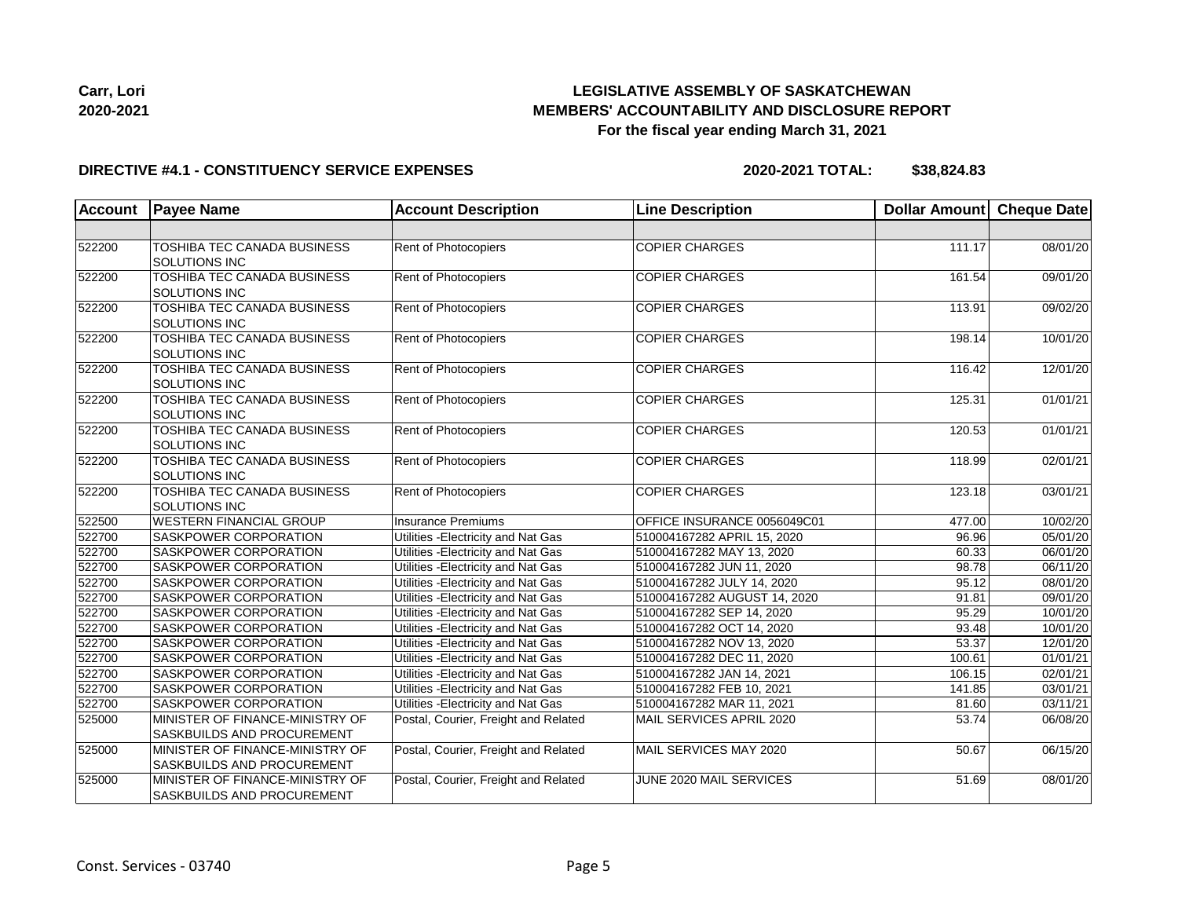**Carr, Lori**
**2020-2021**

# LEGISLATIVE ASSEMBLY OF SASKATCHEWAN
## MEMBERS' ACCOUNTABILITY AND DISCLOSURE REPORT
### For the fiscal year ending March 31, 2021

**DIRECTIVE #4.1 - CONSTITUENCY SERVICE EXPENSES** **2020-2021 TOTAL: $38,824.83**

| Account | Payee Name | Account Description | Line Description | Dollar Amount | Cheque Date |
|---|---|---|---|---|---|
| | | | | | |
| 522200 | TOSHIBA TEC CANADA BUSINESS SOLUTIONS INC | Rent of Photocopiers | COPIER CHARGES | 111.17 | 08/01/20 |
| 522200 | TOSHIBA TEC CANADA BUSINESS SOLUTIONS INC | Rent of Photocopiers | COPIER CHARGES | 161.54 | 09/01/20 |
| 522200 | TOSHIBA TEC CANADA BUSINESS SOLUTIONS INC | Rent of Photocopiers | COPIER CHARGES | 113.91 | 09/02/20 |
| 522200 | TOSHIBA TEC CANADA BUSINESS SOLUTIONS INC | Rent of Photocopiers | COPIER CHARGES | 198.14 | 10/01/20 |
| 522200 | TOSHIBA TEC CANADA BUSINESS SOLUTIONS INC | Rent of Photocopiers | COPIER CHARGES | 116.42 | 12/01/20 |
| 522200 | TOSHIBA TEC CANADA BUSINESS SOLUTIONS INC | Rent of Photocopiers | COPIER CHARGES | 125.31 | 01/01/21 |
| 522200 | TOSHIBA TEC CANADA BUSINESS SOLUTIONS INC | Rent of Photocopiers | COPIER CHARGES | 120.53 | 01/01/21 |
| 522200 | TOSHIBA TEC CANADA BUSINESS SOLUTIONS INC | Rent of Photocopiers | COPIER CHARGES | 118.99 | 02/01/21 |
| 522200 | TOSHIBA TEC CANADA BUSINESS SOLUTIONS INC | Rent of Photocopiers | COPIER CHARGES | 123.18 | 03/01/21 |
| 522500 | WESTERN FINANCIAL GROUP | Insurance Premiums | OFFICE INSURANCE 0056049C01 | 477.00 | 10/02/20 |
| 522700 | SASKPOWER CORPORATION | Utilities -Electricity and Nat Gas | 510004167282 APRIL 15, 2020 | 96.96 | 05/01/20 |
| 522700 | SASKPOWER CORPORATION | Utilities -Electricity and Nat Gas | 510004167282 MAY 13, 2020 | 60.33 | 06/01/20 |
| 522700 | SASKPOWER CORPORATION | Utilities -Electricity and Nat Gas | 510004167282 JUN 11, 2020 | 98.78 | 06/11/20 |
| 522700 | SASKPOWER CORPORATION | Utilities -Electricity and Nat Gas | 510004167282 JULY 14, 2020 | 95.12 | 08/01/20 |
| 522700 | SASKPOWER CORPORATION | Utilities -Electricity and Nat Gas | 510004167282 AUGUST 14, 2020 | 91.81 | 09/01/20 |
| 522700 | SASKPOWER CORPORATION | Utilities -Electricity and Nat Gas | 510004167282 SEP 14, 2020 | 95.29 | 10/01/20 |
| 522700 | SASKPOWER CORPORATION | Utilities -Electricity and Nat Gas | 510004167282 OCT 14, 2020 | 93.48 | 10/01/20 |
| 522700 | SASKPOWER CORPORATION | Utilities -Electricity and Nat Gas | 510004167282 NOV 13, 2020 | 53.37 | 12/01/20 |
| 522700 | SASKPOWER CORPORATION | Utilities -Electricity and Nat Gas | 510004167282 DEC 11, 2020 | 100.61 | 01/01/21 |
| 522700 | SASKPOWER CORPORATION | Utilities -Electricity and Nat Gas | 510004167282 JAN 14, 2021 | 106.15 | 02/01/21 |
| 522700 | SASKPOWER CORPORATION | Utilities -Electricity and Nat Gas | 510004167282 FEB 10, 2021 | 141.85 | 03/01/21 |
| 522700 | SASKPOWER CORPORATION | Utilities -Electricity and Nat Gas | 510004167282 MAR 11, 2021 | 81.60 | 03/11/21 |
| 525000 | MINISTER OF FINANCE-MINISTRY OF SASKBUILDS AND PROCUREMENT | Postal, Courier, Freight and Related | MAIL SERVICES APRIL 2020 | 53.74 | 06/08/20 |
| 525000 | MINISTER OF FINANCE-MINISTRY OF SASKBUILDS AND PROCUREMENT | Postal, Courier, Freight and Related | MAIL SERVICES MAY 2020 | 50.67 | 06/15/20 |
| 525000 | MINISTER OF FINANCE-MINISTRY OF SASKBUILDS AND PROCUREMENT | Postal, Courier, Freight and Related | JUNE 2020 MAIL SERVICES | 51.69 | 08/01/20 |

Const. Services - 03740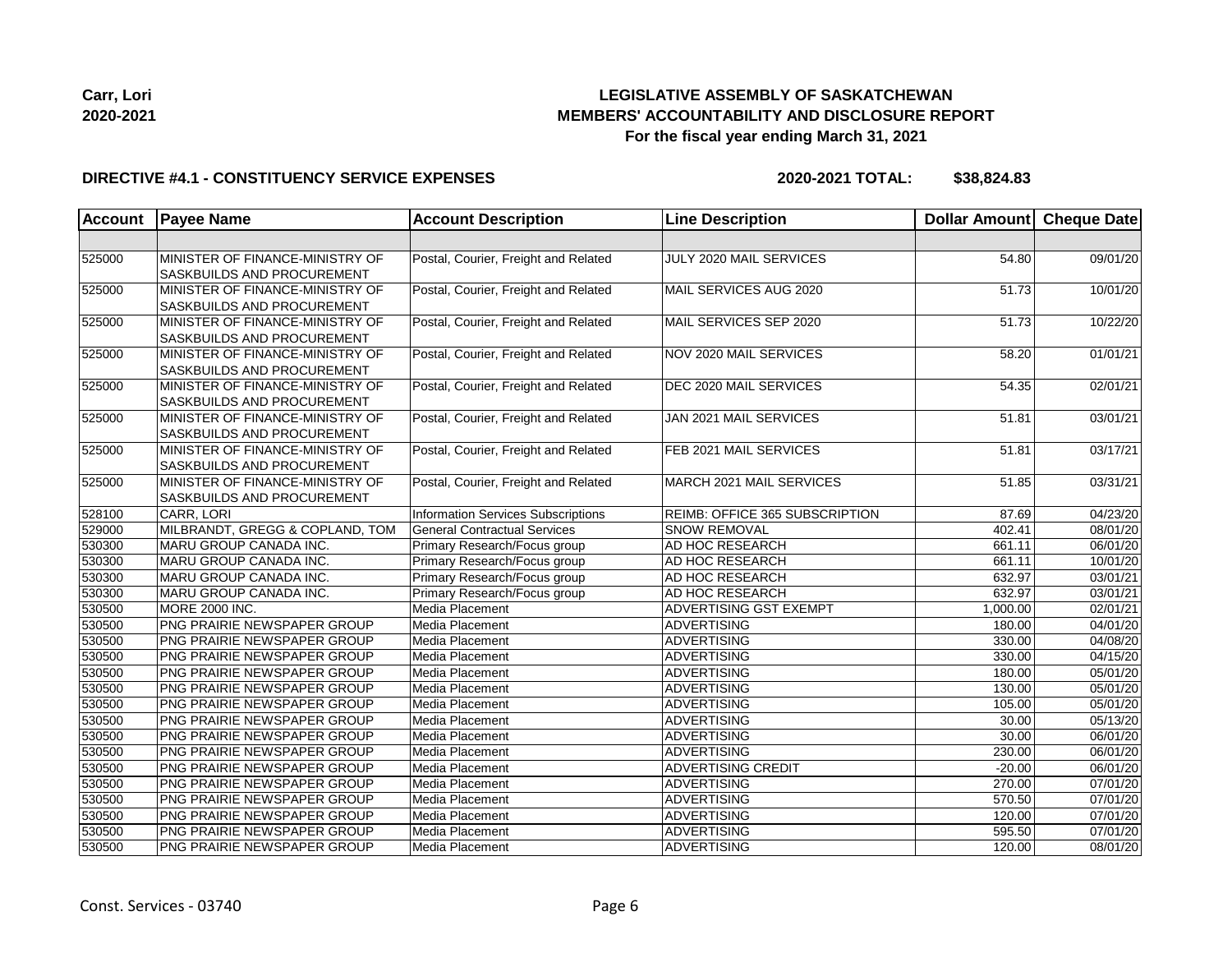**Carr, Lori**
**2020-2021**

# LEGISLATIVE ASSEMBLY OF SASKATCHEWAN
## MEMBERS' ACCOUNTABILITY AND DISCLOSURE REPORT
### For the fiscal year ending March 31, 2021

**DIRECTIVE #4.1 - CONSTITUENCY SERVICE EXPENSES** **2020-2021 TOTAL: $38,824.83**

| Account | Payee Name | Account Description | Line Description | Dollar Amount | Cheque Date |
|---|---|---|---|---|---|
| | | | | | |
| 525000 | MINISTER OF FINANCE-MINISTRY OF SASKBUILDS AND PROCUREMENT | Postal, Courier, Freight and Related | JULY 2020 MAIL SERVICES | 54.80 | 09/01/20 |
| 525000 | MINISTER OF FINANCE-MINISTRY OF SASKBUILDS AND PROCUREMENT | Postal, Courier, Freight and Related | MAIL SERVICES AUG 2020 | 51.73 | 10/01/20 |
| 525000 | MINISTER OF FINANCE-MINISTRY OF SASKBUILDS AND PROCUREMENT | Postal, Courier, Freight and Related | MAIL SERVICES SEP 2020 | 51.73 | 10/22/20 |
| 525000 | MINISTER OF FINANCE-MINISTRY OF SASKBUILDS AND PROCUREMENT | Postal, Courier, Freight and Related | NOV 2020 MAIL SERVICES | 58.20 | 01/01/21 |
| 525000 | MINISTER OF FINANCE-MINISTRY OF SASKBUILDS AND PROCUREMENT | Postal, Courier, Freight and Related | DEC 2020 MAIL SERVICES | 54.35 | 02/01/21 |
| 525000 | MINISTER OF FINANCE-MINISTRY OF SASKBUILDS AND PROCUREMENT | Postal, Courier, Freight and Related | JAN 2021 MAIL SERVICES | 51.81 | 03/01/21 |
| 525000 | MINISTER OF FINANCE-MINISTRY OF SASKBUILDS AND PROCUREMENT | Postal, Courier, Freight and Related | FEB 2021 MAIL SERVICES | 51.81 | 03/17/21 |
| 525000 | MINISTER OF FINANCE-MINISTRY OF SASKBUILDS AND PROCUREMENT | Postal, Courier, Freight and Related | MARCH 2021 MAIL SERVICES | 51.85 | 03/31/21 |
| 528100 | CARR, LORI | Information Services Subscriptions | REIMB: OFFICE 365 SUBSCRIPTION | 87.69 | 04/23/20 |
| 529000 | MILBRANDT, GREGG & COPLAND, TOM | General Contractual Services | SNOW REMOVAL | 402.41 | 08/01/20 |
| 530300 | MARU GROUP CANADA INC. | Primary Research/Focus group | AD HOC RESEARCH | 661.11 | 06/01/20 |
| 530300 | MARU GROUP CANADA INC. | Primary Research/Focus group | AD HOC RESEARCH | 661.11 | 10/01/20 |
| 530300 | MARU GROUP CANADA INC. | Primary Research/Focus group | AD HOC RESEARCH | 632.97 | 03/01/21 |
| 530300 | MARU GROUP CANADA INC. | Primary Research/Focus group | AD HOC RESEARCH | 632.97 | 03/01/21 |
| 530500 | MORE 2000 INC. | Media Placement | ADVERTISING GST EXEMPT | 1,000.00 | 02/01/21 |
| 530500 | PNG PRAIRIE NEWSPAPER GROUP | Media Placement | ADVERTISING | 180.00 | 04/01/20 |
| 530500 | PNG PRAIRIE NEWSPAPER GROUP | Media Placement | ADVERTISING | 330.00 | 04/08/20 |
| 530500 | PNG PRAIRIE NEWSPAPER GROUP | Media Placement | ADVERTISING | 330.00 | 04/15/20 |
| 530500 | PNG PRAIRIE NEWSPAPER GROUP | Media Placement | ADVERTISING | 180.00 | 05/01/20 |
| 530500 | PNG PRAIRIE NEWSPAPER GROUP | Media Placement | ADVERTISING | 130.00 | 05/01/20 |
| 530500 | PNG PRAIRIE NEWSPAPER GROUP | Media Placement | ADVERTISING | 105.00 | 05/01/20 |
| 530500 | PNG PRAIRIE NEWSPAPER GROUP | Media Placement | ADVERTISING | 30.00 | 05/13/20 |
| 530500 | PNG PRAIRIE NEWSPAPER GROUP | Media Placement | ADVERTISING | 30.00 | 06/01/20 |
| 530500 | PNG PRAIRIE NEWSPAPER GROUP | Media Placement | ADVERTISING | 230.00 | 06/01/20 |
| 530500 | PNG PRAIRIE NEWSPAPER GROUP | Media Placement | ADVERTISING CREDIT | -20.00 | 06/01/20 |
| 530500 | PNG PRAIRIE NEWSPAPER GROUP | Media Placement | ADVERTISING | 270.00 | 07/01/20 |
| 530500 | PNG PRAIRIE NEWSPAPER GROUP | Media Placement | ADVERTISING | 570.50 | 07/01/20 |
| 530500 | PNG PRAIRIE NEWSPAPER GROUP | Media Placement | ADVERTISING | 120.00 | 07/01/20 |
| 530500 | PNG PRAIRIE NEWSPAPER GROUP | Media Placement | ADVERTISING | 595.50 | 07/01/20 |
| 530500 | PNG PRAIRIE NEWSPAPER GROUP | Media Placement | ADVERTISING | 120.00 | 08/01/20 |

Const. Services - 03740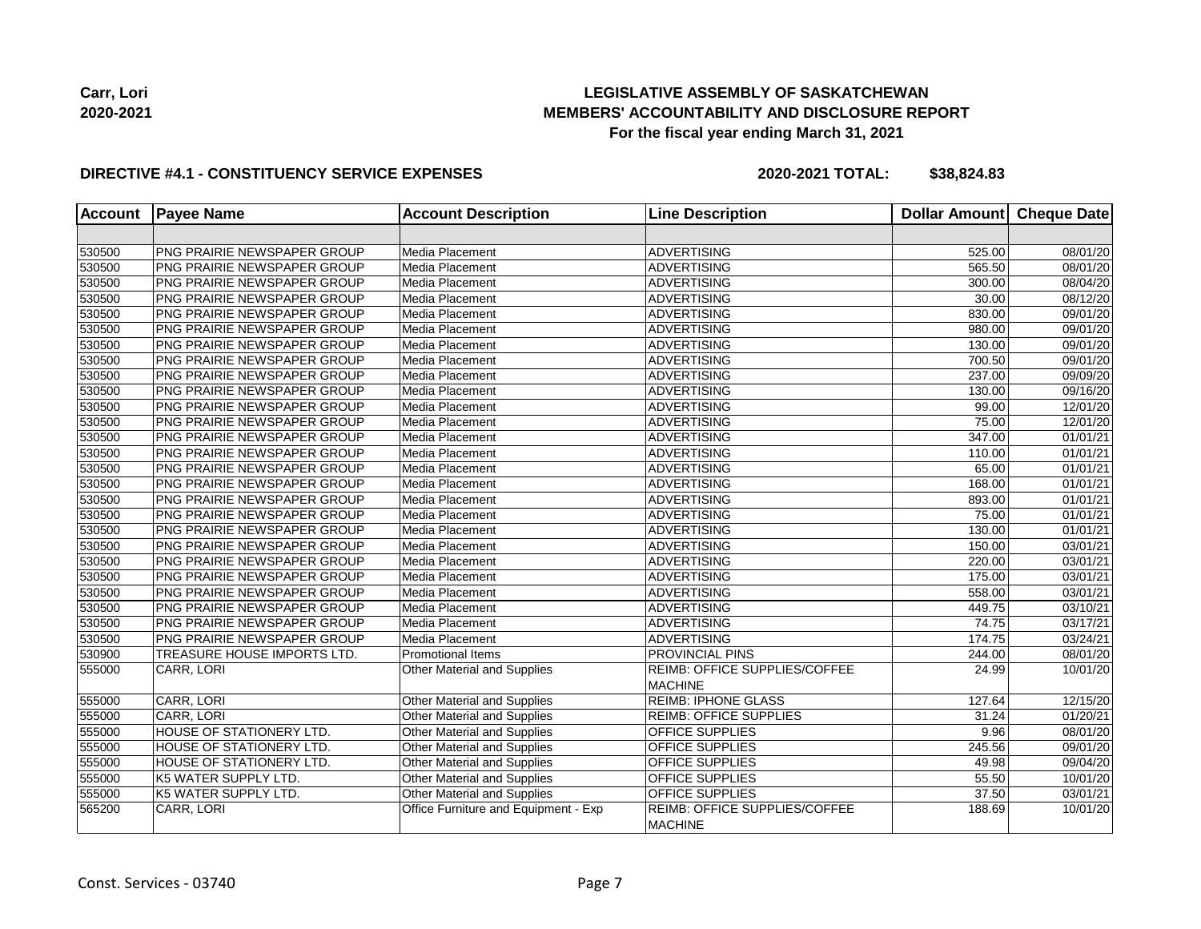Carr, Lori
2020-2021

**LEGISLATIVE ASSEMBLY OF SASKATCHEWAN**
**MEMBERS' ACCOUNTABILITY AND DISCLOSURE REPORT**
**For the fiscal year ending March 31, 2021**

**DIRECTIVE #4.1 - CONSTITUENCY SERVICE EXPENSES** **2020-2021 TOTAL: $38,824.83**

| Account | Payee Name | Account Description | Line Description | Dollar Amount | Cheque Date |
|---|---|---|---|---|---|
| | | | | | |
| 530500 | PNG PRAIRIE NEWSPAPER GROUP | Media Placement | ADVERTISING | 525.00 | 08/01/20 |
| 530500 | PNG PRAIRIE NEWSPAPER GROUP | Media Placement | ADVERTISING | 565.50 | 08/01/20 |
| 530500 | PNG PRAIRIE NEWSPAPER GROUP | Media Placement | ADVERTISING | 300.00 | 08/04/20 |
| 530500 | PNG PRAIRIE NEWSPAPER GROUP | Media Placement | ADVERTISING | 30.00 | 08/12/20 |
| 530500 | PNG PRAIRIE NEWSPAPER GROUP | Media Placement | ADVERTISING | 830.00 | 09/01/20 |
| 530500 | PNG PRAIRIE NEWSPAPER GROUP | Media Placement | ADVERTISING | 980.00 | 09/01/20 |
| 530500 | PNG PRAIRIE NEWSPAPER GROUP | Media Placement | ADVERTISING | 130.00 | 09/01/20 |
| 530500 | PNG PRAIRIE NEWSPAPER GROUP | Media Placement | ADVERTISING | 700.50 | 09/01/20 |
| 530500 | PNG PRAIRIE NEWSPAPER GROUP | Media Placement | ADVERTISING | 237.00 | 09/09/20 |
| 530500 | PNG PRAIRIE NEWSPAPER GROUP | Media Placement | ADVERTISING | 130.00 | 09/16/20 |
| 530500 | PNG PRAIRIE NEWSPAPER GROUP | Media Placement | ADVERTISING | 99.00 | 12/01/20 |
| 530500 | PNG PRAIRIE NEWSPAPER GROUP | Media Placement | ADVERTISING | 75.00 | 12/01/20 |
| 530500 | PNG PRAIRIE NEWSPAPER GROUP | Media Placement | ADVERTISING | 347.00 | 01/01/21 |
| 530500 | PNG PRAIRIE NEWSPAPER GROUP | Media Placement | ADVERTISING | 110.00 | 01/01/21 |
| 530500 | PNG PRAIRIE NEWSPAPER GROUP | Media Placement | ADVERTISING | 65.00 | 01/01/21 |
| 530500 | PNG PRAIRIE NEWSPAPER GROUP | Media Placement | ADVERTISING | 168.00 | 01/01/21 |
| 530500 | PNG PRAIRIE NEWSPAPER GROUP | Media Placement | ADVERTISING | 893.00 | 01/01/21 |
| 530500 | PNG PRAIRIE NEWSPAPER GROUP | Media Placement | ADVERTISING | 75.00 | 01/01/21 |
| 530500 | PNG PRAIRIE NEWSPAPER GROUP | Media Placement | ADVERTISING | 130.00 | 01/01/21 |
| 530500 | PNG PRAIRIE NEWSPAPER GROUP | Media Placement | ADVERTISING | 150.00 | 03/01/21 |
| 530500 | PNG PRAIRIE NEWSPAPER GROUP | Media Placement | ADVERTISING | 220.00 | 03/01/21 |
| 530500 | PNG PRAIRIE NEWSPAPER GROUP | Media Placement | ADVERTISING | 175.00 | 03/01/21 |
| 530500 | PNG PRAIRIE NEWSPAPER GROUP | Media Placement | ADVERTISING | 558.00 | 03/01/21 |
| 530500 | PNG PRAIRIE NEWSPAPER GROUP | Media Placement | ADVERTISING | 449.75 | 03/10/21 |
| 530500 | PNG PRAIRIE NEWSPAPER GROUP | Media Placement | ADVERTISING | 74.75 | 03/17/21 |
| 530500 | PNG PRAIRIE NEWSPAPER GROUP | Media Placement | ADVERTISING | 174.75 | 03/24/21 |
| 530900 | TREASURE HOUSE IMPORTS LTD. | Promotional Items | PROVINCIAL PINS | 244.00 | 08/01/20 |
| 555000 | CARR, LORI | Other Material and Supplies | REIMB: OFFICE SUPPLIES/COFFEE MACHINE | 24.99 | 10/01/20 |
| 555000 | CARR, LORI | Other Material and Supplies | REIMB: IPHONE GLASS | 127.64 | 12/15/20 |
| 555000 | CARR, LORI | Other Material and Supplies | REIMB: OFFICE SUPPLIES | 31.24 | 01/20/21 |
| 555000 | HOUSE OF STATIONERY LTD. | Other Material and Supplies | OFFICE SUPPLIES | 9.96 | 08/01/20 |
| 555000 | HOUSE OF STATIONERY LTD. | Other Material and Supplies | OFFICE SUPPLIES | 245.56 | 09/01/20 |
| 555000 | HOUSE OF STATIONERY LTD. | Other Material and Supplies | OFFICE SUPPLIES | 49.98 | 09/04/20 |
| 555000 | K5 WATER SUPPLY LTD. | Other Material and Supplies | OFFICE SUPPLIES | 55.50 | 10/01/20 |
| 555000 | K5 WATER SUPPLY LTD. | Other Material and Supplies | OFFICE SUPPLIES | 37.50 | 03/01/21 |
| 565200 | CARR, LORI | Office Furniture and Equipment - Exp | REIMB: OFFICE SUPPLIES/COFFEE MACHINE | 188.69 | 10/01/20 |

Const. Services - 03740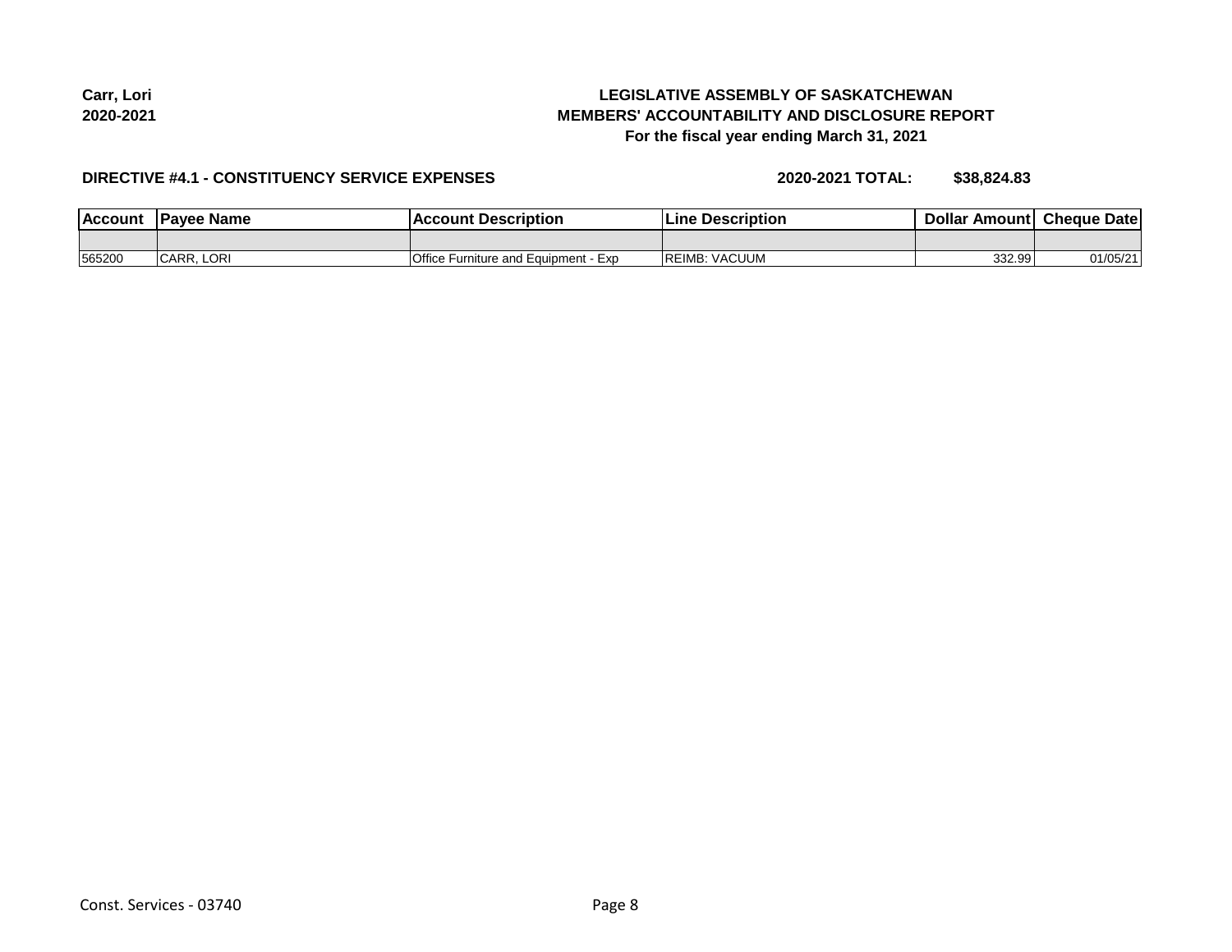Carr, Lori
2020-2021

**LEGISLATIVE ASSEMBLY OF SASKATCHEWAN**
**MEMBERS' ACCOUNTABILITY AND DISCLOSURE REPORT**
**For the fiscal year ending March 31, 2021**

**DIRECTIVE #4.1 - CONSTITUENCY SERVICE EXPENSES** **2020-2021 TOTAL: $38,824.83**

| Account | Payee Name | Account Description | Line Description | Dollar Amount | Cheque Date |
|---|---|---|---|---|---|
| | | | | | |
| 565200 | CARR, LORI | Office Furniture and Equipment - Exp | REIMB: VACUUM | 332.99 | 01/05/21 |

Const. Services - 03740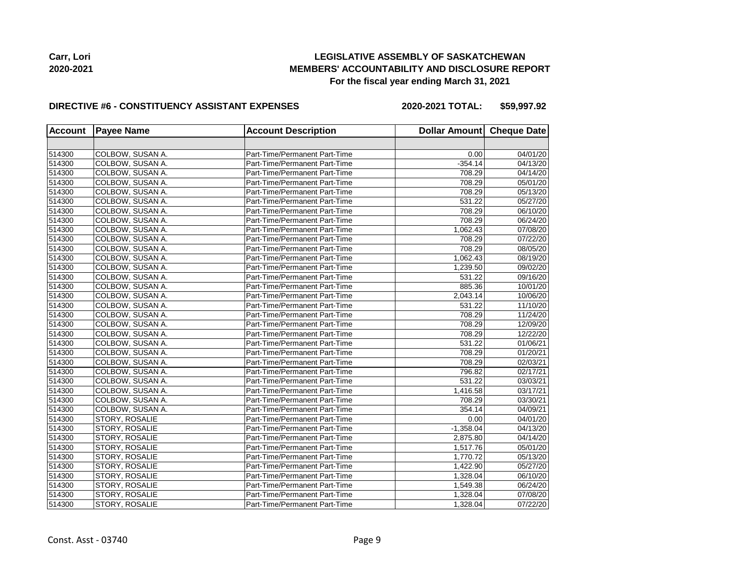Carr, Lori
2020-2021

**LEGISLATIVE ASSEMBLY OF SASKATCHEWAN**
**MEMBERS' ACCOUNTABILITY AND DISCLOSURE REPORT**
**For the fiscal year ending March 31, 2021**

**DIRECTIVE #6 - CONSTITUENCY ASSISTANT EXPENSES** — **2020-2021 TOTAL: $59,997.92**

| Account | Payee Name | Account Description | Dollar Amount | Cheque Date |
|---|---|---|---|---|
| | | | | |
| 514300 | COLBOW, SUSAN A. | Part-Time/Permanent Part-Time | 0.00 | 04/01/20 |
| 514300 | COLBOW, SUSAN A. | Part-Time/Permanent Part-Time | -354.14 | 04/13/20 |
| 514300 | COLBOW, SUSAN A. | Part-Time/Permanent Part-Time | 708.29 | 04/14/20 |
| 514300 | COLBOW, SUSAN A. | Part-Time/Permanent Part-Time | 708.29 | 05/01/20 |
| 514300 | COLBOW, SUSAN A. | Part-Time/Permanent Part-Time | 708.29 | 05/13/20 |
| 514300 | COLBOW, SUSAN A. | Part-Time/Permanent Part-Time | 531.22 | 05/27/20 |
| 514300 | COLBOW, SUSAN A. | Part-Time/Permanent Part-Time | 708.29 | 06/10/20 |
| 514300 | COLBOW, SUSAN A. | Part-Time/Permanent Part-Time | 708.29 | 06/24/20 |
| 514300 | COLBOW, SUSAN A. | Part-Time/Permanent Part-Time | 1,062.43 | 07/08/20 |
| 514300 | COLBOW, SUSAN A. | Part-Time/Permanent Part-Time | 708.29 | 07/22/20 |
| 514300 | COLBOW, SUSAN A. | Part-Time/Permanent Part-Time | 708.29 | 08/05/20 |
| 514300 | COLBOW, SUSAN A. | Part-Time/Permanent Part-Time | 1,062.43 | 08/19/20 |
| 514300 | COLBOW, SUSAN A. | Part-Time/Permanent Part-Time | 1,239.50 | 09/02/20 |
| 514300 | COLBOW, SUSAN A. | Part-Time/Permanent Part-Time | 531.22 | 09/16/20 |
| 514300 | COLBOW, SUSAN A. | Part-Time/Permanent Part-Time | 885.36 | 10/01/20 |
| 514300 | COLBOW, SUSAN A. | Part-Time/Permanent Part-Time | 2,043.14 | 10/06/20 |
| 514300 | COLBOW, SUSAN A. | Part-Time/Permanent Part-Time | 531.22 | 11/10/20 |
| 514300 | COLBOW, SUSAN A. | Part-Time/Permanent Part-Time | 708.29 | 11/24/20 |
| 514300 | COLBOW, SUSAN A. | Part-Time/Permanent Part-Time | 708.29 | 12/09/20 |
| 514300 | COLBOW, SUSAN A. | Part-Time/Permanent Part-Time | 708.29 | 12/22/20 |
| 514300 | COLBOW, SUSAN A. | Part-Time/Permanent Part-Time | 531.22 | 01/06/21 |
| 514300 | COLBOW, SUSAN A. | Part-Time/Permanent Part-Time | 708.29 | 01/20/21 |
| 514300 | COLBOW, SUSAN A. | Part-Time/Permanent Part-Time | 708.29 | 02/03/21 |
| 514300 | COLBOW, SUSAN A. | Part-Time/Permanent Part-Time | 796.82 | 02/17/21 |
| 514300 | COLBOW, SUSAN A. | Part-Time/Permanent Part-Time | 531.22 | 03/03/21 |
| 514300 | COLBOW, SUSAN A. | Part-Time/Permanent Part-Time | 1,416.58 | 03/17/21 |
| 514300 | COLBOW, SUSAN A. | Part-Time/Permanent Part-Time | 708.29 | 03/30/21 |
| 514300 | COLBOW, SUSAN A. | Part-Time/Permanent Part-Time | 354.14 | 04/09/21 |
| 514300 | STORY, ROSALIE | Part-Time/Permanent Part-Time | 0.00 | 04/01/20 |
| 514300 | STORY, ROSALIE | Part-Time/Permanent Part-Time | -1,358.04 | 04/13/20 |
| 514300 | STORY, ROSALIE | Part-Time/Permanent Part-Time | 2,875.80 | 04/14/20 |
| 514300 | STORY, ROSALIE | Part-Time/Permanent Part-Time | 1,517.76 | 05/01/20 |
| 514300 | STORY, ROSALIE | Part-Time/Permanent Part-Time | 1,770.72 | 05/13/20 |
| 514300 | STORY, ROSALIE | Part-Time/Permanent Part-Time | 1,422.90 | 05/27/20 |
| 514300 | STORY, ROSALIE | Part-Time/Permanent Part-Time | 1,328.04 | 06/10/20 |
| 514300 | STORY, ROSALIE | Part-Time/Permanent Part-Time | 1,549.38 | 06/24/20 |
| 514300 | STORY, ROSALIE | Part-Time/Permanent Part-Time | 1,328.04 | 07/08/20 |
| 514300 | STORY, ROSALIE | Part-Time/Permanent Part-Time | 1,328.04 | 07/22/20 |

Const. Asst - 03740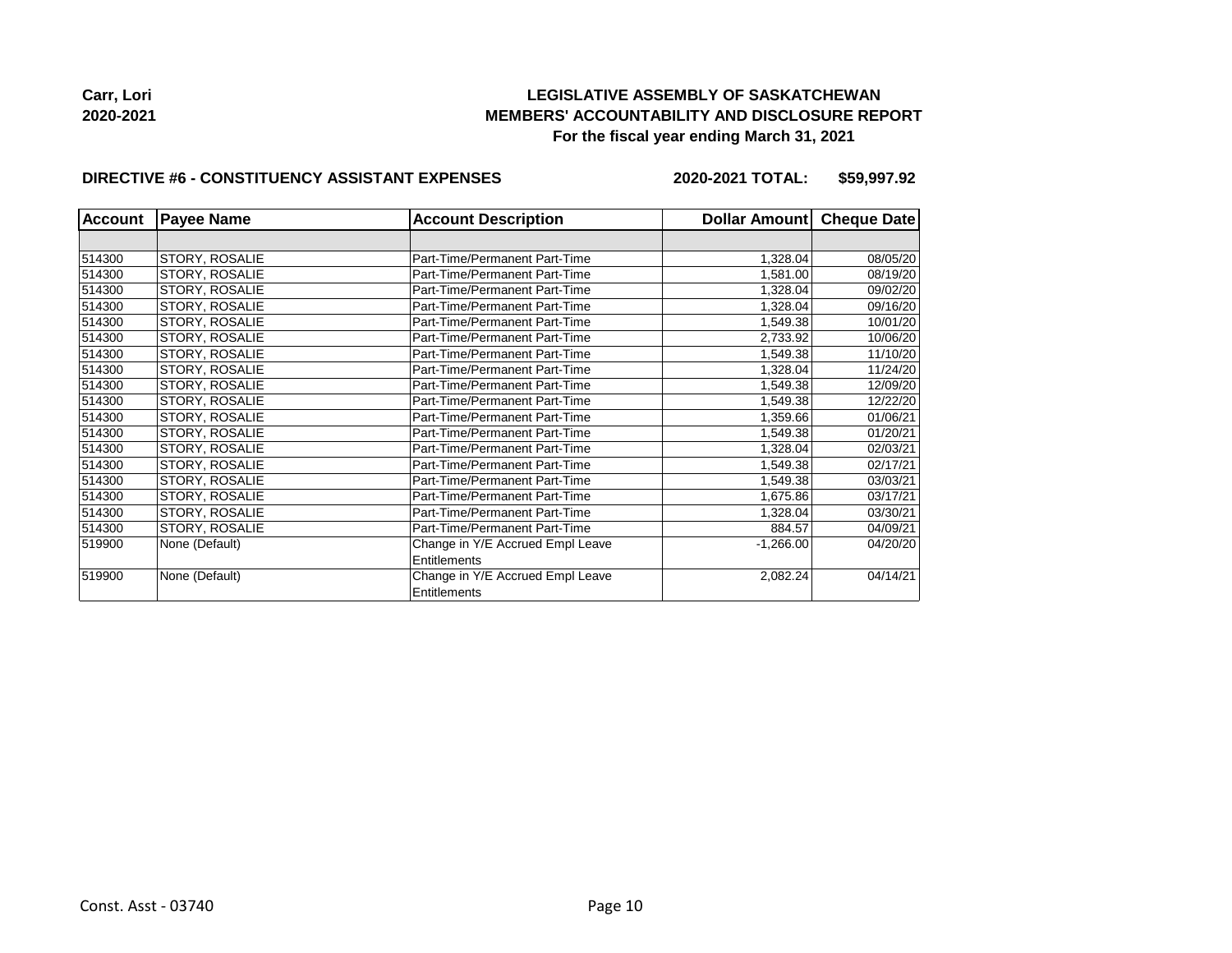**Carr, Lori**
**2020-2021**

**LEGISLATIVE ASSEMBLY OF SASKATCHEWAN**
**MEMBERS' ACCOUNTABILITY AND DISCLOSURE REPORT**
**For the fiscal year ending March 31, 2021**

**DIRECTIVE #6 - CONSTITUENCY ASSISTANT EXPENSES** **2020-2021 TOTAL: $59,997.92**

| Account | Payee Name | Account Description | Dollar Amount | Cheque Date |
|---|---|---|---|---|
| | | | | |
| 514300 | STORY, ROSALIE | Part-Time/Permanent Part-Time | 1,328.04 | 08/05/20 |
| 514300 | STORY, ROSALIE | Part-Time/Permanent Part-Time | 1,581.00 | 08/19/20 |
| 514300 | STORY, ROSALIE | Part-Time/Permanent Part-Time | 1,328.04 | 09/02/20 |
| 514300 | STORY, ROSALIE | Part-Time/Permanent Part-Time | 1,328.04 | 09/16/20 |
| 514300 | STORY, ROSALIE | Part-Time/Permanent Part-Time | 1,549.38 | 10/01/20 |
| 514300 | STORY, ROSALIE | Part-Time/Permanent Part-Time | 2,733.92 | 10/06/20 |
| 514300 | STORY, ROSALIE | Part-Time/Permanent Part-Time | 1,549.38 | 11/10/20 |
| 514300 | STORY, ROSALIE | Part-Time/Permanent Part-Time | 1,328.04 | 11/24/20 |
| 514300 | STORY, ROSALIE | Part-Time/Permanent Part-Time | 1,549.38 | 12/09/20 |
| 514300 | STORY, ROSALIE | Part-Time/Permanent Part-Time | 1,549.38 | 12/22/20 |
| 514300 | STORY, ROSALIE | Part-Time/Permanent Part-Time | 1,359.66 | 01/06/21 |
| 514300 | STORY, ROSALIE | Part-Time/Permanent Part-Time | 1,549.38 | 01/20/21 |
| 514300 | STORY, ROSALIE | Part-Time/Permanent Part-Time | 1,328.04 | 02/03/21 |
| 514300 | STORY, ROSALIE | Part-Time/Permanent Part-Time | 1,549.38 | 02/17/21 |
| 514300 | STORY, ROSALIE | Part-Time/Permanent Part-Time | 1,549.38 | 03/03/21 |
| 514300 | STORY, ROSALIE | Part-Time/Permanent Part-Time | 1,675.86 | 03/17/21 |
| 514300 | STORY, ROSALIE | Part-Time/Permanent Part-Time | 1,328.04 | 03/30/21 |
| 514300 | STORY, ROSALIE | Part-Time/Permanent Part-Time | 884.57 | 04/09/21 |
| 519900 | None (Default) | Change in Y/E Accrued Empl Leave Entitlements | -1,266.00 | 04/20/20 |
| 519900 | None (Default) | Change in Y/E Accrued Empl Leave Entitlements | 2,082.24 | 04/14/21 |

Const. Asst - 03740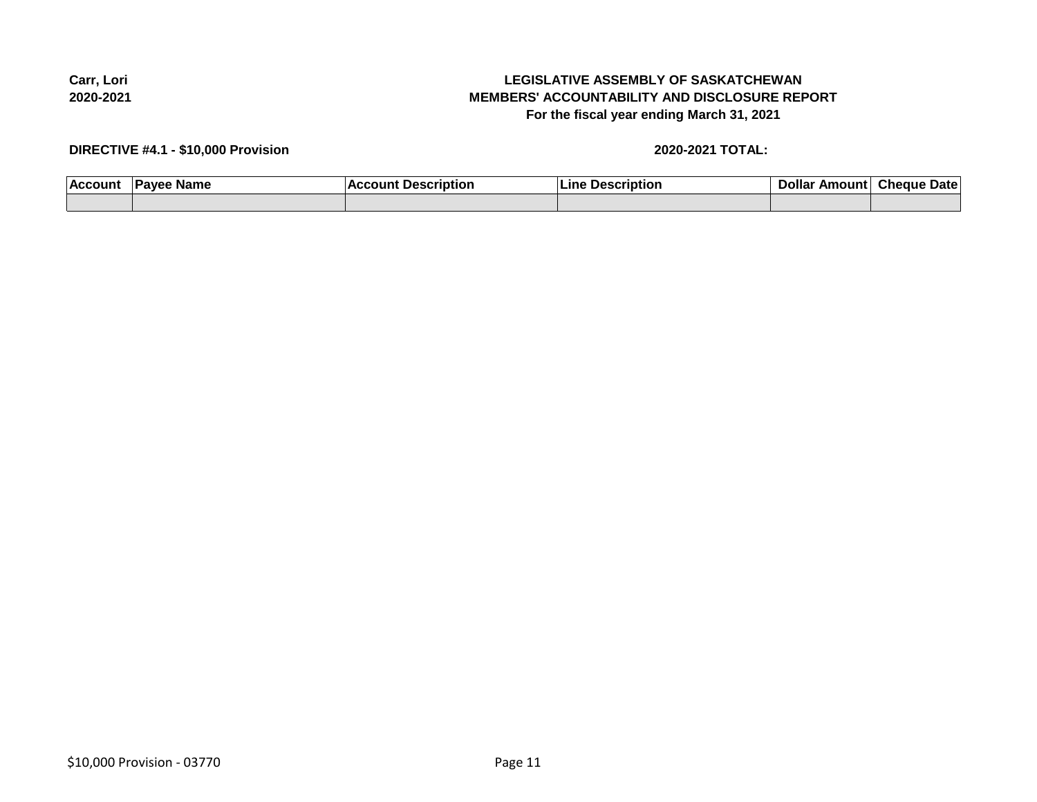**Carr, Lori**
**2020-2021**

**LEGISLATIVE ASSEMBLY OF SASKATCHEWAN**
**MEMBERS' ACCOUNTABILITY AND DISCLOSURE REPORT**
**For the fiscal year ending March 31, 2021**

**DIRECTIVE #4.1 - $10,000 Provision**

**2020-2021 TOTAL:**

| Account | Payee Name | Account Description | Line Description | Dollar Amount | Cheque Date |
|---|---|---|---|---|---|
| | | | | | |

$10,000 Provision - 03770